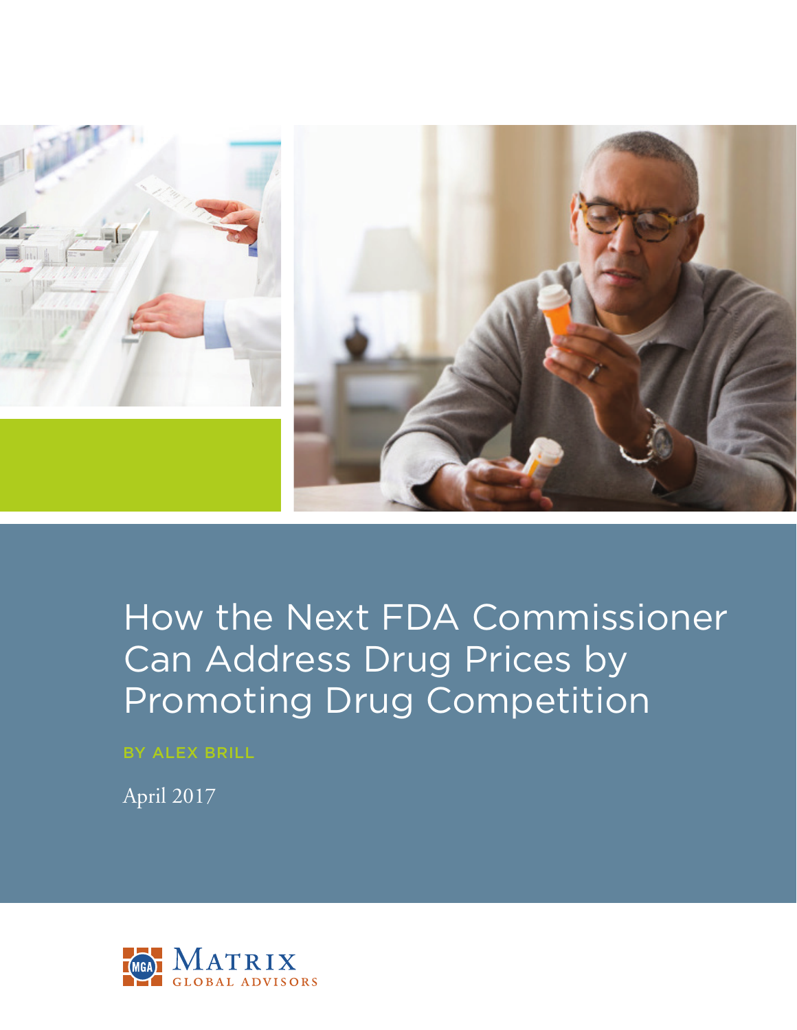# How the Next FDA Commissioner Can Address Drug Prices by Promoting Drug Competition

BY ALEX BRILL

April 2017

MGA MATRIX GLOBAL ADVISORS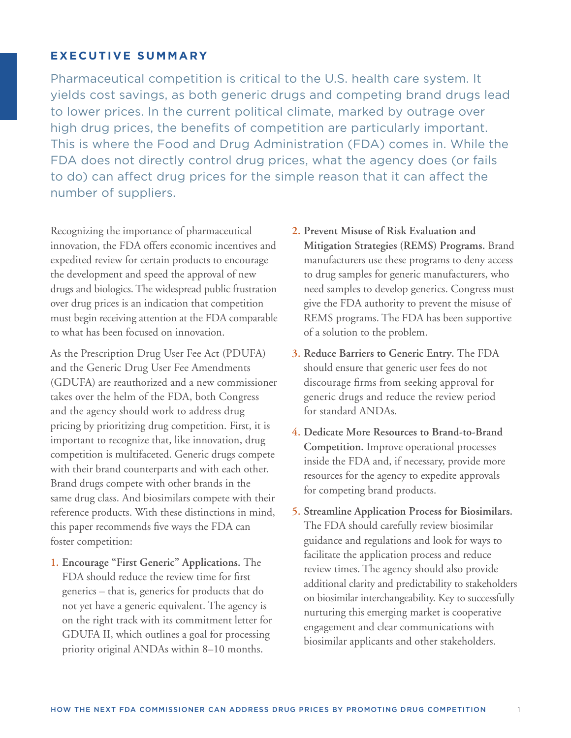## EXECUTIVE SUMMARY

Pharmaceutical competition is critical to the U.S. health care system. It yields cost savings, as both generic drugs and competing brand drugs lead to lower prices. In the current political climate, marked by outrage over high drug prices, the benefits of competition are particularly important. This is where the Food and Drug Administration (FDA) comes in. While the FDA does not directly control drug prices, what the agency does (or fails to do) can affect drug prices for the simple reason that it can affect the number of suppliers.

Recognizing the importance of pharmaceutical innovation, the FDA offers economic incentives and expedited review for certain products to encourage the development and speed the approval of new drugs and biologics. The widespread public frustration over drug prices is an indication that competition must begin receiving attention at the FDA comparable to what has been focused on innovation.

As the Prescription Drug User Fee Act (PDUFA) and the Generic Drug User Fee Amendments (GDUFA) are reauthorized and a new commissioner takes over the helm of the FDA, both Congress and the agency should work to address drug pricing by prioritizing drug competition. First, it is important to recognize that, like innovation, drug competition is multifaceted. Generic drugs compete with their brand counterparts and with each other. Brand drugs compete with other brands in the same drug class. And biosimilars compete with their reference products. With these distinctions in mind, this paper recommends five ways the FDA can foster competition:

1. **Encourage "First Generic" Applications.** The FDA should reduce the review time for first generics – that is, generics for products that do not yet have a generic equivalent. The agency is on the right track with its commitment letter for GDUFA II, which outlines a goal for processing priority original ANDAs within 8–10 months.
2. **Prevent Misuse of Risk Evaluation and Mitigation Strategies (REMS) Programs.** Brand manufacturers use these programs to deny access to drug samples for generic manufacturers, who need samples to develop generics. Congress must give the FDA authority to prevent the misuse of REMS programs. The FDA has been supportive of a solution to the problem.
3. **Reduce Barriers to Generic Entry.** The FDA should ensure that generic user fees do not discourage firms from seeking approval for generic drugs and reduce the review period for standard ANDAs.
4. **Dedicate More Resources to Brand-to-Brand Competition.** Improve operational processes inside the FDA and, if necessary, provide more resources for the agency to expedite approvals for competing brand products.
5. **Streamline Application Process for Biosimilars.** The FDA should carefully review biosimilar guidance and regulations and look for ways to facilitate the application process and reduce review times. The agency should also provide additional clarity and predictability to stakeholders on biosimilar interchangeability. Key to successfully nurturing this emerging market is cooperative engagement and clear communications with biosimilar applicants and other stakeholders.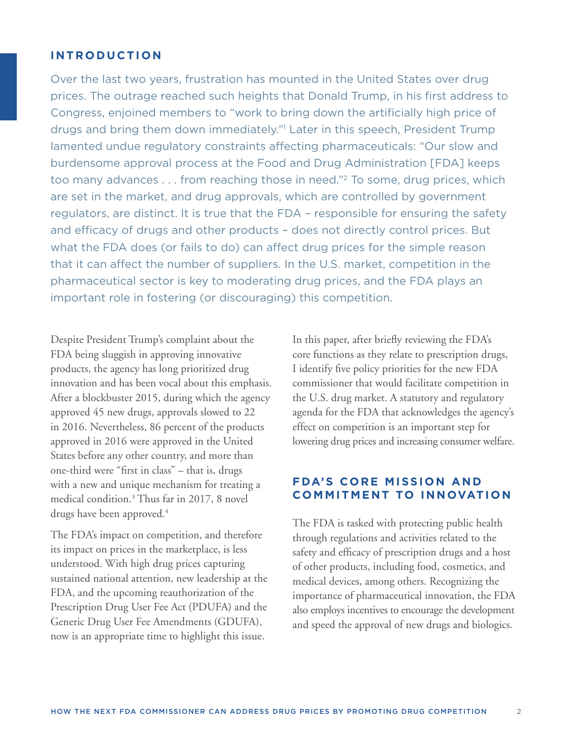## INTRODUCTION

Over the last two years, frustration has mounted in the United States over drug prices. The outrage reached such heights that Donald Trump, in his first address to Congress, enjoined members to "work to bring down the artificially high price of drugs and bring them down immediately."[1] Later in this speech, President Trump lamented undue regulatory constraints affecting pharmaceuticals: "Our slow and burdensome approval process at the Food and Drug Administration [FDA] keeps too many advances . . . from reaching those in need."[2] To some, drug prices, which are set in the market, and drug approvals, which are controlled by government regulators, are distinct. It is true that the FDA – responsible for ensuring the safety and efficacy of drugs and other products – does not directly control prices. But what the FDA does (or fails to do) can affect drug prices for the simple reason that it can affect the number of suppliers. In the U.S. market, competition in the pharmaceutical sector is key to moderating drug prices, and the FDA plays an important role in fostering (or discouraging) this competition.

Despite President Trump's complaint about the FDA being sluggish in approving innovative products, the agency has long prioritized drug innovation and has been vocal about this emphasis. After a blockbuster 2015, during which the agency approved 45 new drugs, approvals slowed to 22 in 2016. Nevertheless, 86 percent of the products approved in 2016 were approved in the United States before any other country, and more than one-third were "first in class" – that is, drugs with a new and unique mechanism for treating a medical condition.[3] Thus far in 2017, 8 novel drugs have been approved.[4]

The FDA's impact on competition, and therefore its impact on prices in the marketplace, is less understood. With high drug prices capturing sustained national attention, new leadership at the FDA, and the upcoming reauthorization of the Prescription Drug User Fee Act (PDUFA) and the Generic Drug User Fee Amendments (GDUFA), now is an appropriate time to highlight this issue.

In this paper, after briefly reviewing the FDA's core functions as they relate to prescription drugs, I identify five policy priorities for the new FDA commissioner that would facilitate competition in the U.S. drug market. A statutory and regulatory agenda for the FDA that acknowledges the agency's effect on competition is an important step for lowering drug prices and increasing consumer welfare.

## FDA'S CORE MISSION AND COMMITMENT TO INNOVATION

The FDA is tasked with protecting public health through regulations and activities related to the safety and efficacy of prescription drugs and a host of other products, including food, cosmetics, and medical devices, among others. Recognizing the importance of pharmaceutical innovation, the FDA also employs incentives to encourage the development and speed the approval of new drugs and biologics.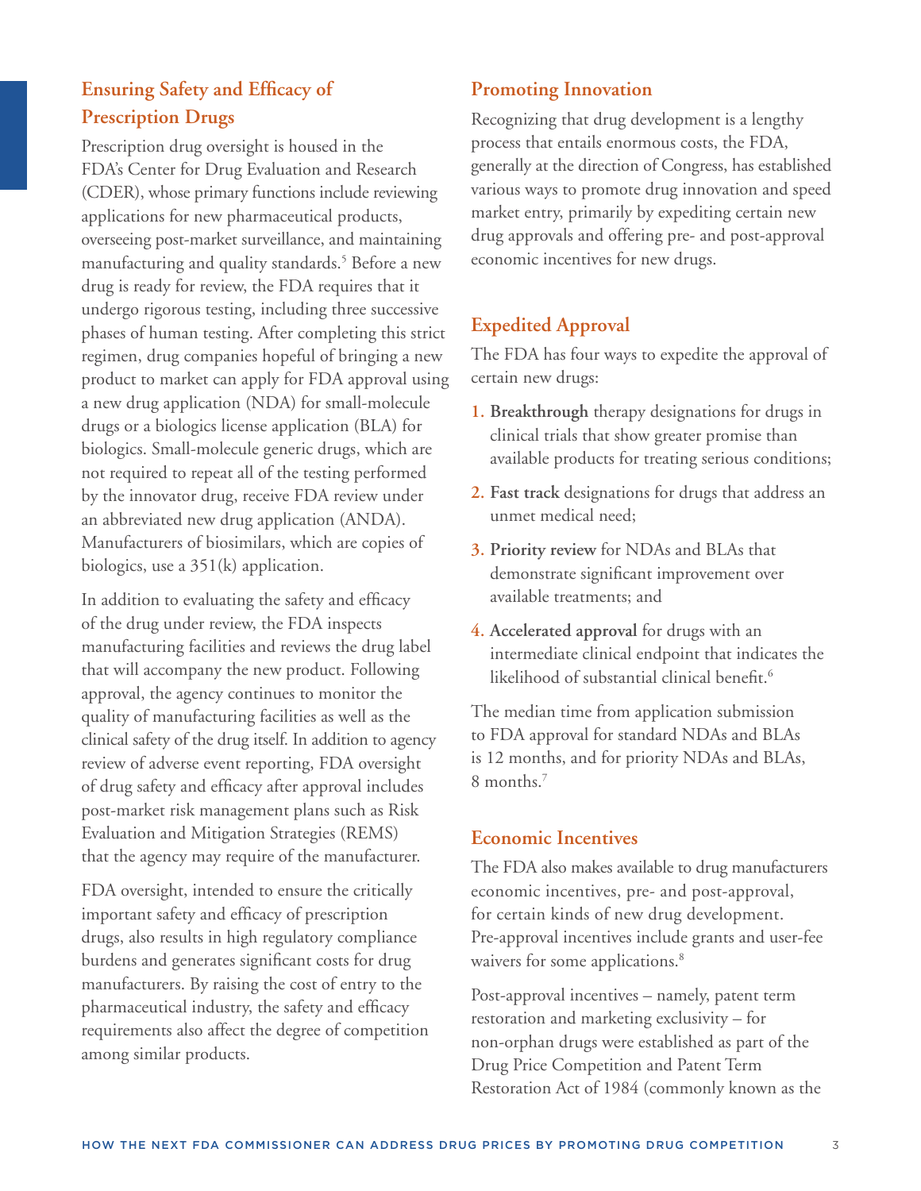## Ensuring Safety and Efficacy of Prescription Drugs

Prescription drug oversight is housed in the FDA's Center for Drug Evaluation and Research (CDER), whose primary functions include reviewing applications for new pharmaceutical products, overseeing post-market surveillance, and maintaining manufacturing and quality standards.[5] Before a new drug is ready for review, the FDA requires that it undergo rigorous testing, including three successive phases of human testing. After completing this strict regimen, drug companies hopeful of bringing a new product to market can apply for FDA approval using a new drug application (NDA) for small-molecule drugs or a biologics license application (BLA) for biologics. Small-molecule generic drugs, which are not required to repeat all of the testing performed by the innovator drug, receive FDA review under an abbreviated new drug application (ANDA). Manufacturers of biosimilars, which are copies of biologics, use a 351(k) application.

In addition to evaluating the safety and efficacy of the drug under review, the FDA inspects manufacturing facilities and reviews the drug label that will accompany the new product. Following approval, the agency continues to monitor the quality of manufacturing facilities as well as the clinical safety of the drug itself. In addition to agency review of adverse event reporting, FDA oversight of drug safety and efficacy after approval includes post-market risk management plans such as Risk Evaluation and Mitigation Strategies (REMS) that the agency may require of the manufacturer.

FDA oversight, intended to ensure the critically important safety and efficacy of prescription drugs, also results in high regulatory compliance burdens and generates significant costs for drug manufacturers. By raising the cost of entry to the pharmaceutical industry, the safety and efficacy requirements also affect the degree of competition among similar products.

## Promoting Innovation

Recognizing that drug development is a lengthy process that entails enormous costs, the FDA, generally at the direction of Congress, has established various ways to promote drug innovation and speed market entry, primarily by expediting certain new drug approvals and offering pre- and post-approval economic incentives for new drugs.

### Expedited Approval

The FDA has four ways to expedite the approval of certain new drugs:

1. **Breakthrough** therapy designations for drugs in clinical trials that show greater promise than available products for treating serious conditions;
2. **Fast track** designations for drugs that address an unmet medical need;
3. **Priority review** for NDAs and BLAs that demonstrate significant improvement over available treatments; and
4. **Accelerated approval** for drugs with an intermediate clinical endpoint that indicates the likelihood of substantial clinical benefit.[6]

The median time from application submission to FDA approval for standard NDAs and BLAs is 12 months, and for priority NDAs and BLAs, 8 months.[7]

### Economic Incentives

The FDA also makes available to drug manufacturers economic incentives, pre- and post-approval, for certain kinds of new drug development. Pre-approval incentives include grants and user-fee waivers for some applications.[8]

Post-approval incentives – namely, patent term restoration and marketing exclusivity – for non-orphan drugs were established as part of the Drug Price Competition and Patent Term Restoration Act of 1984 (commonly known as the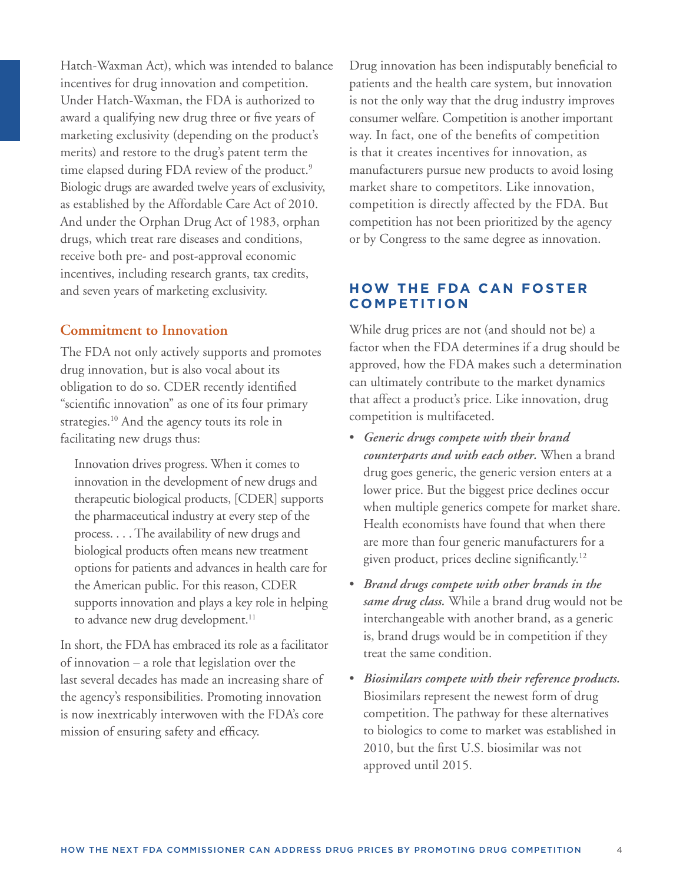Hatch-Waxman Act), which was intended to balance incentives for drug innovation and competition. Under Hatch-Waxman, the FDA is authorized to award a qualifying new drug three or five years of marketing exclusivity (depending on the product's merits) and restore to the drug's patent term the time elapsed during FDA review of the product.[9] Biologic drugs are awarded twelve years of exclusivity, as established by the Affordable Care Act of 2010. And under the Orphan Drug Act of 1983, orphan drugs, which treat rare diseases and conditions, receive both pre- and post-approval economic incentives, including research grants, tax credits, and seven years of marketing exclusivity.

### Commitment to Innovation

The FDA not only actively supports and promotes drug innovation, but is also vocal about its obligation to do so. CDER recently identified "scientific innovation" as one of its four primary strategies.[10] And the agency touts its role in facilitating new drugs thus:

> Innovation drives progress. When it comes to innovation in the development of new drugs and therapeutic biological products, [CDER] supports the pharmaceutical industry at every step of the process. . . . The availability of new drugs and biological products often means new treatment options for patients and advances in health care for the American public. For this reason, CDER supports innovation and plays a key role in helping to advance new drug development.[11]

In short, the FDA has embraced its role as a facilitator of innovation – a role that legislation over the last several decades has made an increasing share of the agency's responsibilities. Promoting innovation is now inextricably interwoven with the FDA's core mission of ensuring safety and efficacy.

Drug innovation has been indisputably beneficial to patients and the health care system, but innovation is not the only way that the drug industry improves consumer welfare. Competition is another important way. In fact, one of the benefits of competition is that it creates incentives for innovation, as manufacturers pursue new products to avoid losing market share to competitors. Like innovation, competition is directly affected by the FDA. But competition has not been prioritized by the agency or by Congress to the same degree as innovation.

## HOW THE FDA CAN FOSTER COMPETITION

While drug prices are not (and should not be) a factor when the FDA determines if a drug should be approved, how the FDA makes such a determination can ultimately contribute to the market dynamics that affect a product's price. Like innovation, drug competition is multifaceted.

- ***Generic drugs compete with their brand counterparts and with each other.*** When a brand drug goes generic, the generic version enters at a lower price. But the biggest price declines occur when multiple generics compete for market share. Health economists have found that when there are more than four generic manufacturers for a given product, prices decline significantly.[12]
- ***Brand drugs compete with other brands in the same drug class.*** While a brand drug would not be interchangeable with another brand, as a generic is, brand drugs would be in competition if they treat the same condition.
- ***Biosimilars compete with their reference products.*** Biosimilars represent the newest form of drug competition. The pathway for these alternatives to biologics to come to market was established in 2010, but the first U.S. biosimilar was not approved until 2015.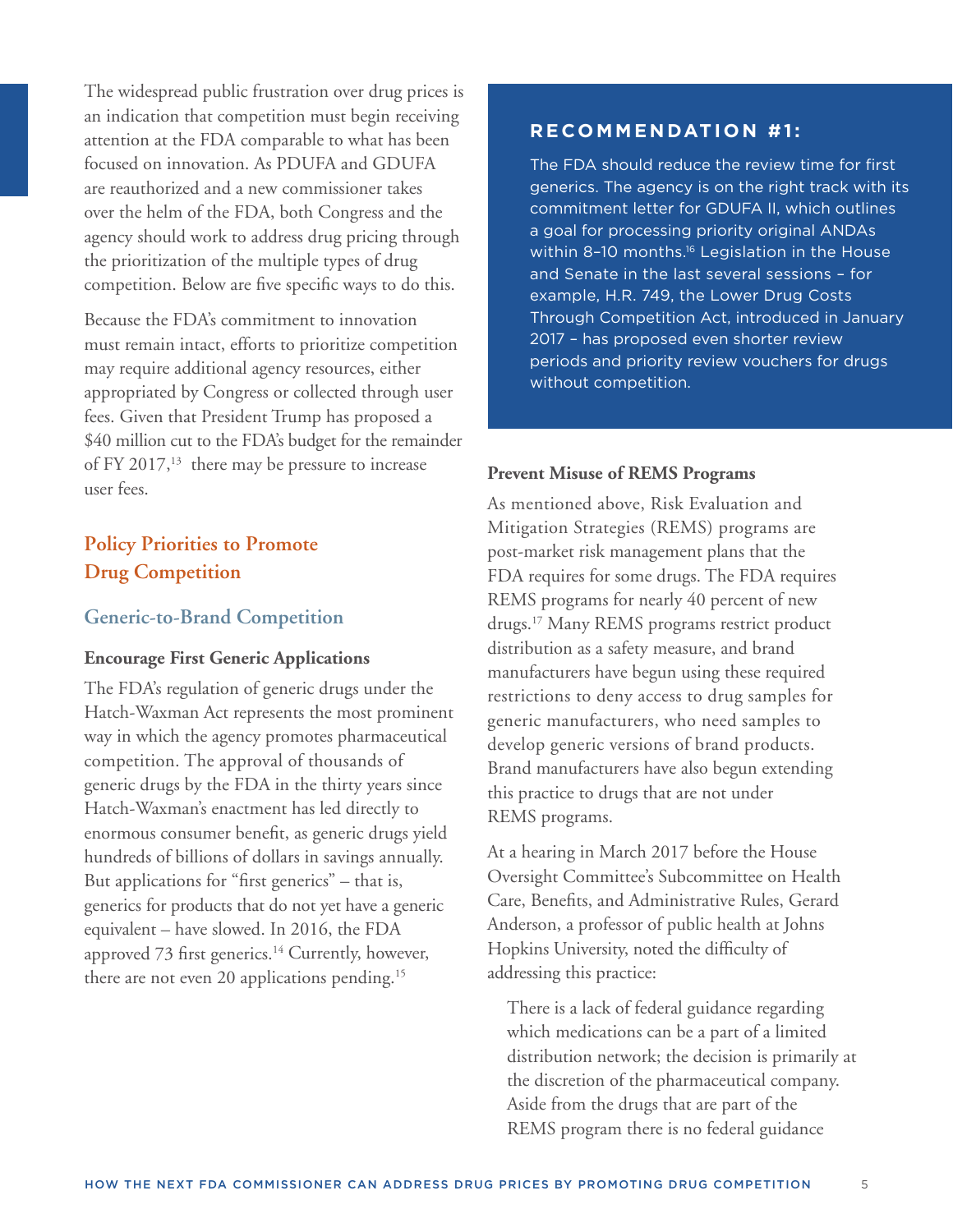The widespread public frustration over drug prices is an indication that competition must begin receiving attention at the FDA comparable to what has been focused on innovation. As PDUFA and GDUFA are reauthorized and a new commissioner takes over the helm of the FDA, both Congress and the agency should work to address drug pricing through the prioritization of the multiple types of drug competition. Below are five specific ways to do this.

Because the FDA's commitment to innovation must remain intact, efforts to prioritize competition may require additional agency resources, either appropriated by Congress or collected through user fees. Given that President Trump has proposed a $40 million cut to the FDA's budget for the remainder of FY 2017,[13] there may be pressure to increase user fees.

## Policy Priorities to Promote Drug Competition

### Generic-to-Brand Competition

#### Encourage First Generic Applications

The FDA's regulation of generic drugs under the Hatch-Waxman Act represents the most prominent way in which the agency promotes pharmaceutical competition. The approval of thousands of generic drugs by the FDA in the thirty years since Hatch-Waxman's enactment has led directly to enormous consumer benefit, as generic drugs yield hundreds of billions of dollars in savings annually. But applications for "first generics" – that is, generics for products that do not yet have a generic equivalent – have slowed. In 2016, the FDA approved 73 first generics.[14] Currently, however, there are not even 20 applications pending.[15]

> **RECOMMENDATION #1:**
>
> The FDA should reduce the review time for first generics. The agency is on the right track with its commitment letter for GDUFA II, which outlines a goal for processing priority original ANDAs within 8–10 months.[16] Legislation in the House and Senate in the last several sessions – for example, H.R. 749, the Lower Drug Costs Through Competition Act, introduced in January 2017 – has proposed even shorter review periods and priority review vouchers for drugs without competition.

#### Prevent Misuse of REMS Programs

As mentioned above, Risk Evaluation and Mitigation Strategies (REMS) programs are post-market risk management plans that the FDA requires for some drugs. The FDA requires REMS programs for nearly 40 percent of new drugs.[17] Many REMS programs restrict product distribution as a safety measure, and brand manufacturers have begun using these required restrictions to deny access to drug samples for generic manufacturers, who need samples to develop generic versions of brand products. Brand manufacturers have also begun extending this practice to drugs that are not under REMS programs.

At a hearing in March 2017 before the House Oversight Committee's Subcommittee on Health Care, Benefits, and Administrative Rules, Gerard Anderson, a professor of public health at Johns Hopkins University, noted the difficulty of addressing this practice:

> There is a lack of federal guidance regarding which medications can be a part of a limited distribution network; the decision is primarily at the discretion of the pharmaceutical company. Aside from the drugs that are part of the REMS program there is no federal guidance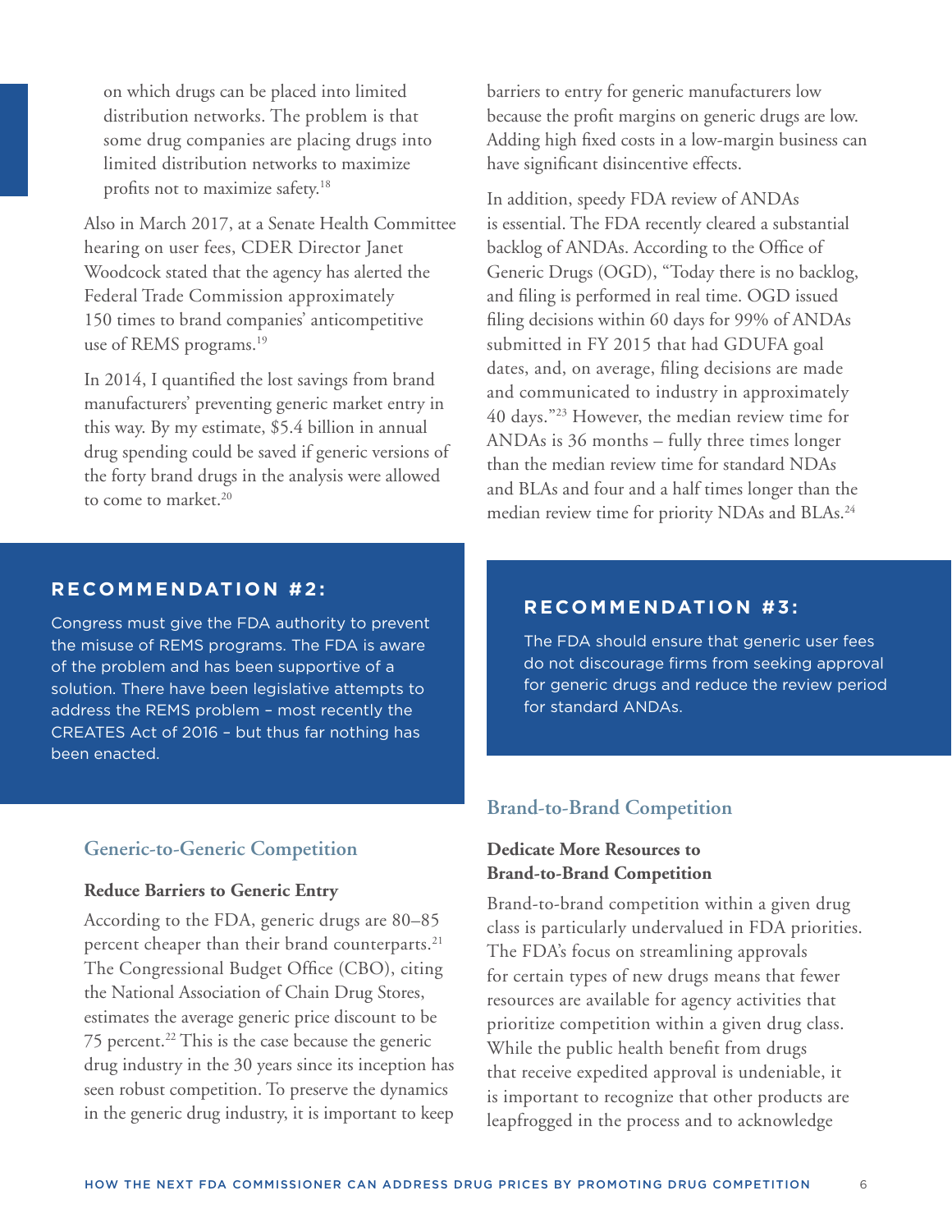on which drugs can be placed into limited distribution networks. The problem is that some drug companies are placing drugs into limited distribution networks to maximize profits not to maximize safety.[18]

Also in March 2017, at a Senate Health Committee hearing on user fees, CDER Director Janet Woodcock stated that the agency has alerted the Federal Trade Commission approximately 150 times to brand companies' anticompetitive use of REMS programs.[19]

In 2014, I quantified the lost savings from brand manufacturers' preventing generic market entry in this way. By my estimate, $5.4 billion in annual drug spending could be saved if generic versions of the forty brand drugs in the analysis were allowed to come to market.[20]

> **RECOMMENDATION #2:**
>
> Congress must give the FDA authority to prevent the misuse of REMS programs. The FDA is aware of the problem and has been supportive of a solution. There have been legislative attempts to address the REMS problem – most recently the CREATES Act of 2016 – but thus far nothing has been enacted.

## Generic-to-Generic Competition

### Reduce Barriers to Generic Entry

According to the FDA, generic drugs are 80–85 percent cheaper than their brand counterparts.[21] The Congressional Budget Office (CBO), citing the National Association of Chain Drug Stores, estimates the average generic price discount to be 75 percent.[22] This is the case because the generic drug industry in the 30 years since its inception has seen robust competition. To preserve the dynamics in the generic drug industry, it is important to keep barriers to entry for generic manufacturers low because the profit margins on generic drugs are low. Adding high fixed costs in a low-margin business can have significant disincentive effects.

In addition, speedy FDA review of ANDAs is essential. The FDA recently cleared a substantial backlog of ANDAs. According to the Office of Generic Drugs (OGD), "Today there is no backlog, and filing is performed in real time. OGD issued filing decisions within 60 days for 99% of ANDAs submitted in FY 2015 that had GDUFA goal dates, and, on average, filing decisions are made and communicated to industry in approximately 40 days."[23] However, the median review time for ANDAs is 36 months – fully three times longer than the median review time for standard NDAs and BLAs and four and a half times longer than the median review time for priority NDAs and BLAs.[24]

> **RECOMMENDATION #3:**
>
> The FDA should ensure that generic user fees do not discourage firms from seeking approval for generic drugs and reduce the review period for standard ANDAs.

## Brand-to-Brand Competition

### Dedicate More Resources to Brand-to-Brand Competition

Brand-to-brand competition within a given drug class is particularly undervalued in FDA priorities. The FDA's focus on streamlining approvals for certain types of new drugs means that fewer resources are available for agency activities that prioritize competition within a given drug class. While the public health benefit from drugs that receive expedited approval is undeniable, it is important to recognize that other products are leapfrogged in the process and to acknowledge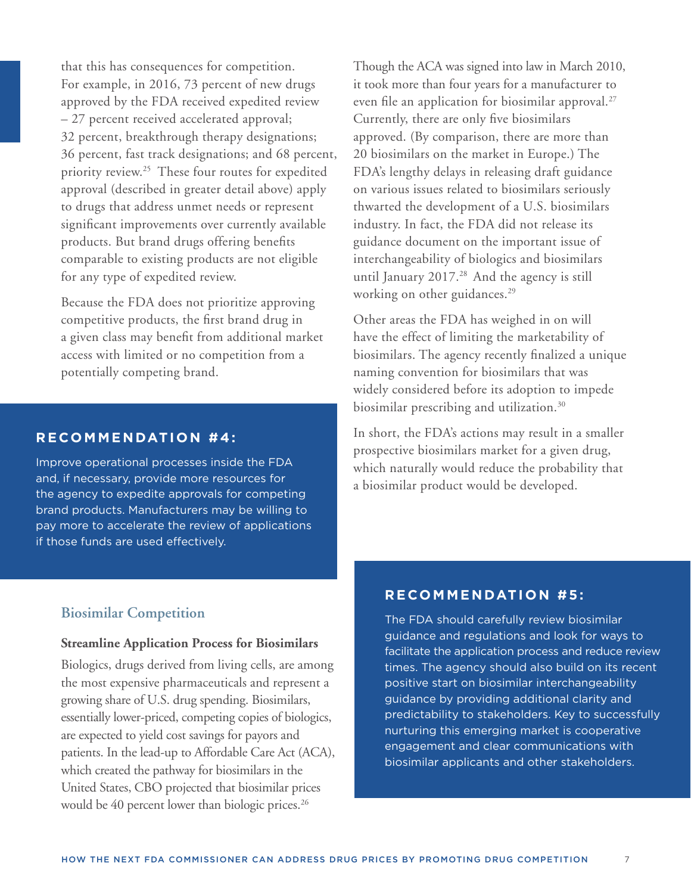that this has consequences for competition. For example, in 2016, 73 percent of new drugs approved by the FDA received expedited review – 27 percent received accelerated approval; 32 percent, breakthrough therapy designations; 36 percent, fast track designations; and 68 percent, priority review.[25] These four routes for expedited approval (described in greater detail above) apply to drugs that address unmet needs or represent significant improvements over currently available products. But brand drugs offering benefits comparable to existing products are not eligible for any type of expedited review.

Because the FDA does not prioritize approving competitive products, the first brand drug in a given class may benefit from additional market access with limited or no competition from a potentially competing brand.

**RECOMMENDATION #4:**

Improve operational processes inside the FDA and, if necessary, provide more resources for the agency to expedite approvals for competing brand products. Manufacturers may be willing to pay more to accelerate the review of applications if those funds are used effectively.

## Biosimilar Competition

### Streamline Application Process for Biosimilars

Biologics, drugs derived from living cells, are among the most expensive pharmaceuticals and represent a growing share of U.S. drug spending. Biosimilars, essentially lower-priced, competing copies of biologics, are expected to yield cost savings for payors and patients. In the lead-up to Affordable Care Act (ACA), which created the pathway for biosimilars in the United States, CBO projected that biosimilar prices would be 40 percent lower than biologic prices.[26]

Though the ACA was signed into law in March 2010, it took more than four years for a manufacturer to even file an application for biosimilar approval.[27] Currently, there are only five biosimilars approved. (By comparison, there are more than 20 biosimilars on the market in Europe.) The FDA's lengthy delays in releasing draft guidance on various issues related to biosimilars seriously thwarted the development of a U.S. biosimilars industry. In fact, the FDA did not release its guidance document on the important issue of interchangeability of biologics and biosimilars until January 2017.[28] And the agency is still working on other guidances.[29]

Other areas the FDA has weighed in on will have the effect of limiting the marketability of biosimilars. The agency recently finalized a unique naming convention for biosimilars that was widely considered before its adoption to impede biosimilar prescribing and utilization.[30]

In short, the FDA's actions may result in a smaller prospective biosimilars market for a given drug, which naturally would reduce the probability that a biosimilar product would be developed.

**RECOMMENDATION #5:**

The FDA should carefully review biosimilar guidance and regulations and look for ways to facilitate the application process and reduce review times. The agency should also build on its recent positive start on biosimilar interchangeability guidance by providing additional clarity and predictability to stakeholders. Key to successfully nurturing this emerging market is cooperative engagement and clear communications with biosimilar applicants and other stakeholders.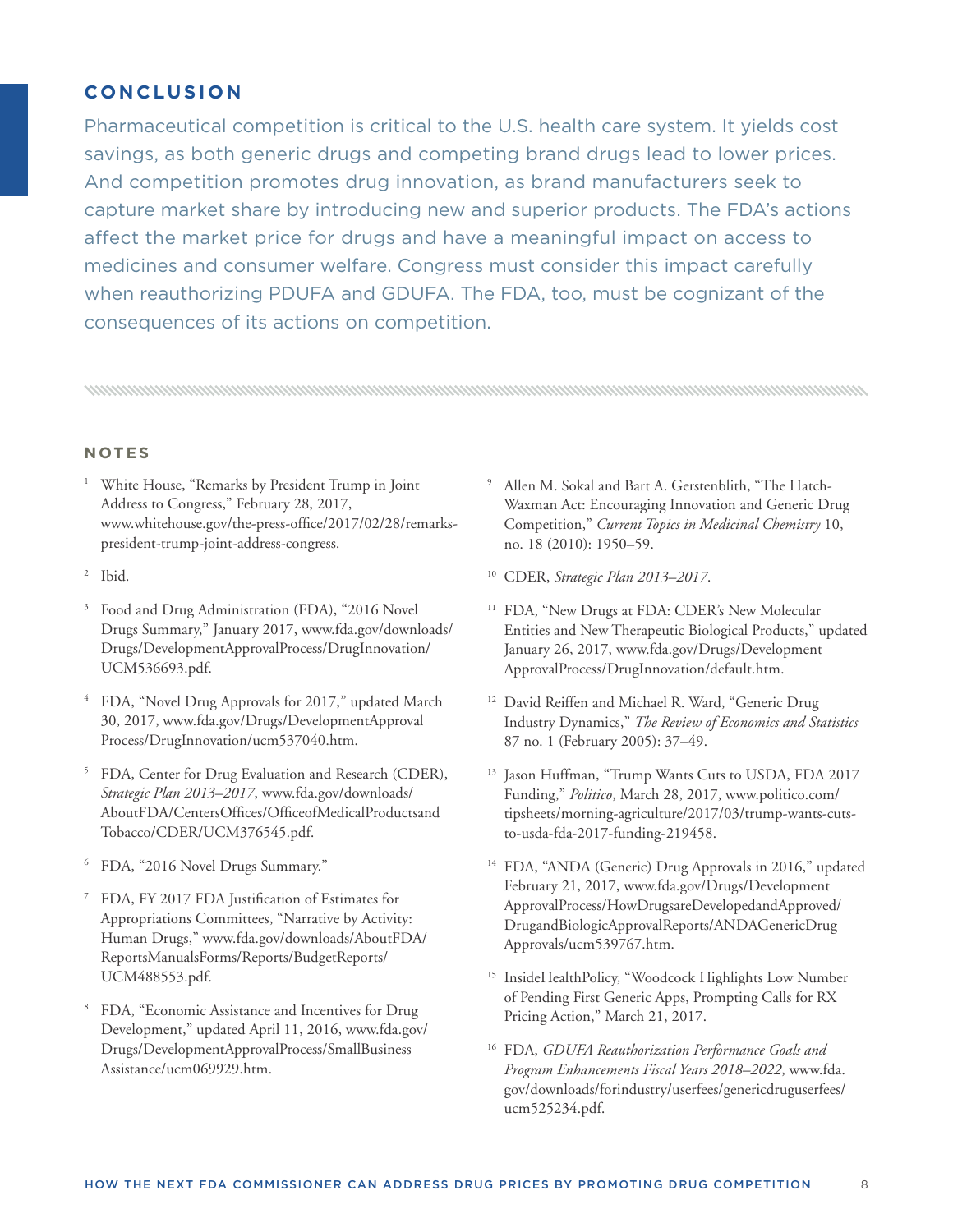## CONCLUSION

Pharmaceutical competition is critical to the U.S. health care system. It yields cost savings, as both generic drugs and competing brand drugs lead to lower prices. And competition promotes drug innovation, as brand manufacturers seek to capture market share by introducing new and superior products. The FDA's actions affect the market price for drugs and have a meaningful impact on access to medicines and consumer welfare. Congress must consider this impact carefully when reauthorizing PDUFA and GDUFA. The FDA, too, must be cognizant of the consequences of its actions on competition.

## NOTES

1. White House, "Remarks by President Trump in Joint Address to Congress," February 28, 2017, www.whitehouse.gov/the-press-office/2017/02/28/remarks-president-trump-joint-address-congress.
2. Ibid.
3. Food and Drug Administration (FDA), "2016 Novel Drugs Summary," January 2017, www.fda.gov/downloads/Drugs/DevelopmentApprovalProcess/DrugInnovation/UCM536693.pdf.
4. FDA, "Novel Drug Approvals for 2017," updated March 30, 2017, www.fda.gov/Drugs/DevelopmentApprovalProcess/DrugInnovation/ucm537040.htm.
5. FDA, Center for Drug Evaluation and Research (CDER), *Strategic Plan 2013–2017*, www.fda.gov/downloads/AboutFDA/CentersOffices/OfficeofMedicalProductsandTobacco/CDER/UCM376545.pdf.
6. FDA, "2016 Novel Drugs Summary."
7. FDA, FY 2017 FDA Justification of Estimates for Appropriations Committees, "Narrative by Activity: Human Drugs," www.fda.gov/downloads/AboutFDA/ReportsManualsForms/Reports/BudgetReports/UCM488553.pdf.
8. FDA, "Economic Assistance and Incentives for Drug Development," updated April 11, 2016, www.fda.gov/Drugs/DevelopmentApprovalProcess/SmallBusinessAssistance/ucm069929.htm.
9. Allen M. Sokal and Bart A. Gerstenblith, "The Hatch-Waxman Act: Encouraging Innovation and Generic Drug Competition," *Current Topics in Medicinal Chemistry* 10, no. 18 (2010): 1950–59.
10. CDER, *Strategic Plan 2013–2017*.
11. FDA, "New Drugs at FDA: CDER's New Molecular Entities and New Therapeutic Biological Products," updated January 26, 2017, www.fda.gov/Drugs/DevelopmentApprovalProcess/DrugInnovation/default.htm.
12. David Reiffen and Michael R. Ward, "Generic Drug Industry Dynamics," *The Review of Economics and Statistics* 87 no. 1 (February 2005): 37–49.
13. Jason Huffman, "Trump Wants Cuts to USDA, FDA 2017 Funding," *Politico*, March 28, 2017, www.politico.com/tipsheets/morning-agriculture/2017/03/trump-wants-cuts-to-usda-fda-2017-funding-219458.
14. FDA, "ANDA (Generic) Drug Approvals in 2016," updated February 21, 2017, www.fda.gov/Drugs/DevelopmentApprovalProcess/HowDrugsareDevelopedandApproved/DrugandBiologicApprovalReports/ANDAGenericDrugApprovals/ucm539767.htm.
15. InsideHealthPolicy, "Woodcock Highlights Low Number of Pending First Generic Apps, Prompting Calls for RX Pricing Action," March 21, 2017.
16. FDA, *GDUFA Reauthorization Performance Goals and Program Enhancements Fiscal Years 2018–2022*, www.fda.gov/downloads/forindustry/userfees/genericdruguserfees/ucm525234.pdf.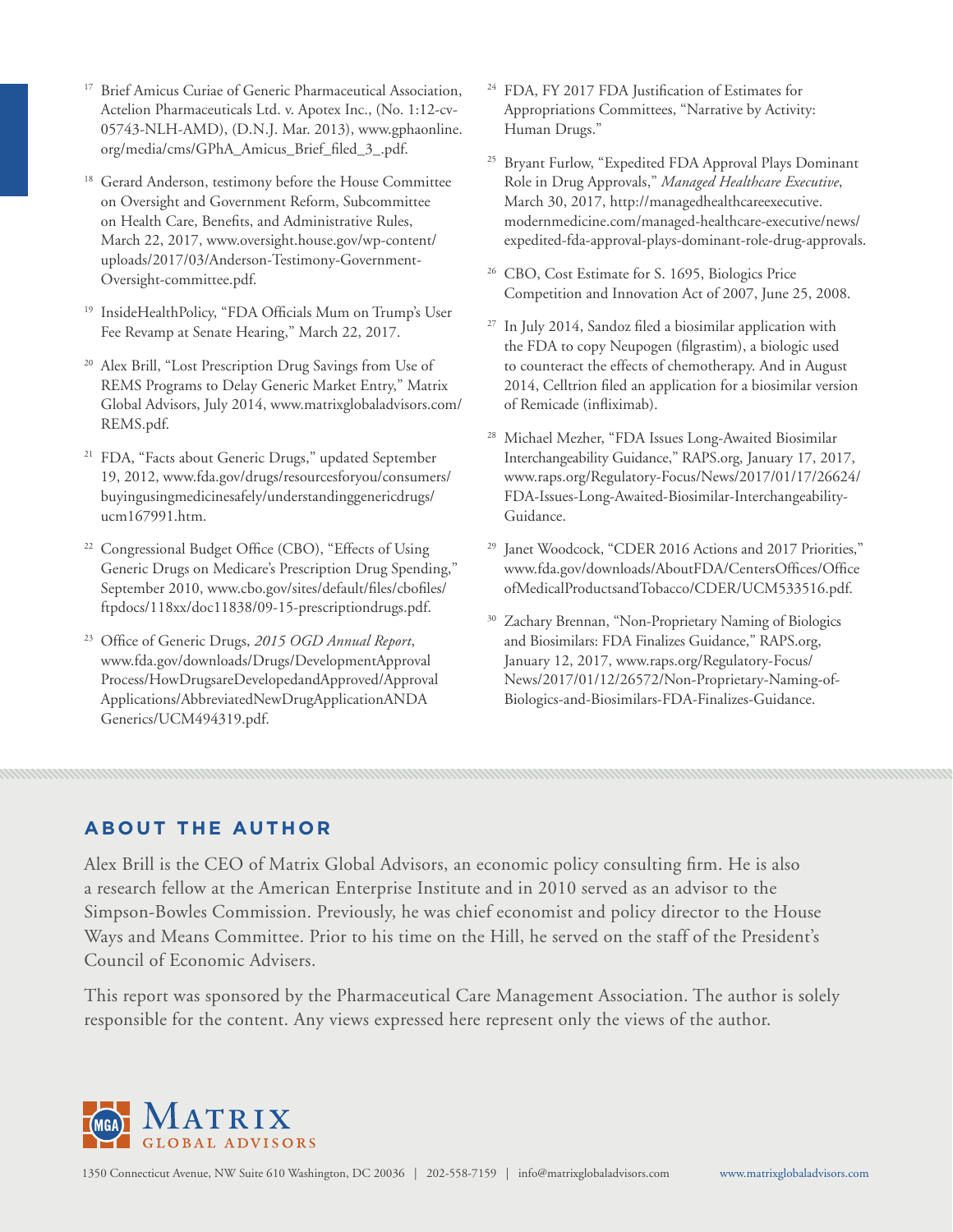[17] Brief Amicus Curiae of Generic Pharmaceutical Association, Actelion Pharmaceuticals Ltd. v. Apotex Inc., (No. 1:12-cv-05743-NLH-AMD), (D.N.J. Mar. 2013), www.gphaonline.org/media/cms/GPhA_Amicus_Brief_filed_3_.pdf.

[18] Gerard Anderson, testimony before the House Committee on Oversight and Government Reform, Subcommittee on Health Care, Benefits, and Administrative Rules, March 22, 2017, www.oversight.house.gov/wp-content/uploads/2017/03/Anderson-Testimony-Government-Oversight-committee.pdf.

[19] InsideHealthPolicy, "FDA Officials Mum on Trump's User Fee Revamp at Senate Hearing," March 22, 2017.

[20] Alex Brill, "Lost Prescription Drug Savings from Use of REMS Programs to Delay Generic Market Entry," Matrix Global Advisors, July 2014, www.matrixglobaladvisors.com/REMS.pdf.

[21] FDA, "Facts about Generic Drugs," updated September 19, 2012, www.fda.gov/drugs/resourcesforyou/consumers/buyingusingmedicinesafely/understandinggenericdrugs/ucm167991.htm.

[22] Congressional Budget Office (CBO), "Effects of Using Generic Drugs on Medicare's Prescription Drug Spending," September 2010, www.cbo.gov/sites/default/files/cbofiles/ftpdocs/118xx/doc11838/09-15-prescriptiondrugs.pdf.

[23] Office of Generic Drugs, *2015 OGD Annual Report*, www.fda.gov/downloads/Drugs/DevelopmentApprovalProcess/HowDrugsareDevelopedandApproved/ApprovalApplications/AbbreviatedNewDrugApplicationANDAGenerics/UCM494319.pdf.

[24] FDA, FY 2017 FDA Justification of Estimates for Appropriations Committees, "Narrative by Activity: Human Drugs."

[25] Bryant Furlow, "Expedited FDA Approval Plays Dominant Role in Drug Approvals," *Managed Healthcare Executive*, March 30, 2017, http://managedhealthcareexecutive.modernmedicine.com/managed-healthcare-executive/news/expedited-fda-approval-plays-dominant-role-drug-approvals.

[26] CBO, Cost Estimate for S. 1695, Biologics Price Competition and Innovation Act of 2007, June 25, 2008.

[27] In July 2014, Sandoz filed a biosimilar application with the FDA to copy Neupogen (filgrastim), a biologic used to counteract the effects of chemotherapy. And in August 2014, Celltrion filed an application for a biosimilar version of Remicade (infliximab).

[28] Michael Mezher, "FDA Issues Long-Awaited Biosimilar Interchangeability Guidance," RAPS.org, January 17, 2017, www.raps.org/Regulatory-Focus/News/2017/01/17/26624/FDA-Issues-Long-Awaited-Biosimilar-Interchangeability-Guidance.

[29] Janet Woodcock, "CDER 2016 Actions and 2017 Priorities," www.fda.gov/downloads/AboutFDA/CentersOffices/OfficeofMedicalProductsandTobacco/CDER/UCM533516.pdf.

[30] Zachary Brennan, "Non-Proprietary Naming of Biologics and Biosimilars: FDA Finalizes Guidance," RAPS.org, January 12, 2017, www.raps.org/Regulatory-Focus/News/2017/01/12/26572/Non-Proprietary-Naming-of-Biologics-and-Biosimilars-FDA-Finalizes-Guidance.

## ABOUT THE AUTHOR

Alex Brill is the CEO of Matrix Global Advisors, an economic policy consulting firm. He is also a research fellow at the American Enterprise Institute and in 2010 served as an advisor to the Simpson-Bowles Commission. Previously, he was chief economist and policy director to the House Ways and Means Committee. Prior to his time on the Hill, he served on the staff of the President's Council of Economic Advisers.

This report was sponsored by the Pharmaceutical Care Management Association. The author is solely responsible for the content. Any views expressed here represent only the views of the author.

MGA MATRIX GLOBAL ADVISORS

1350 Connecticut Avenue, NW Suite 610 Washington, DC 20036 | 202-558-7159 | info@matrixglobaladvisors.com www.matrixglobaladvisors.com